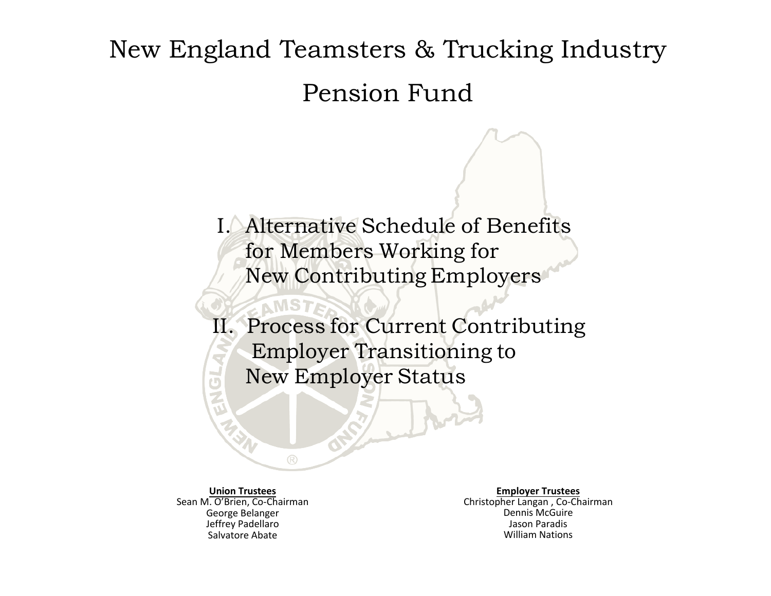# New England Teamsters & Trucking Industry Pension Fund

I. Alternative Schedule of Benefits for Members Working for New Contributing Employers

II. Process for Current Contributing Employer Transitioning to New Employer Status

**Union Trustees**
Sean M. O'Brien, Co-Chairman
George Belanger
Jeffrey Padellaro
Salvatore Abate

**Employer Trustees**
Christopher Langan , Co-Chairman
Dennis McGuire
Jason Paradis
William Nations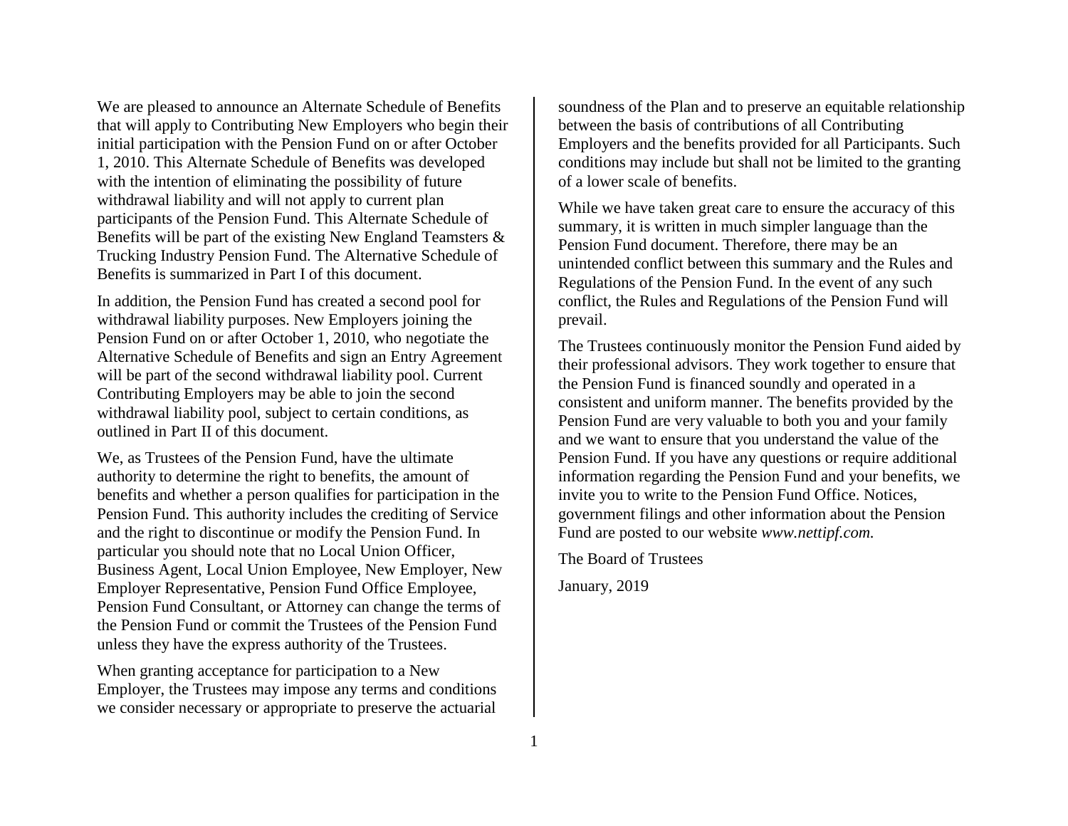We are pleased to announce an Alternate Schedule of Benefits that will apply to Contributing New Employers who begin their initial participation with the Pension Fund on or after October 1, 2010. This Alternate Schedule of Benefits was developed with the intention of eliminating the possibility of future withdrawal liability and will not apply to current plan participants of the Pension Fund. This Alternate Schedule of Benefits will be part of the existing New England Teamsters & Trucking Industry Pension Fund. The Alternative Schedule of Benefits is summarized in Part I of this document.

In addition, the Pension Fund has created a second pool for withdrawal liability purposes. New Employers joining the Pension Fund on or after October 1, 2010, who negotiate the Alternative Schedule of Benefits and sign an Entry Agreement will be part of the second withdrawal liability pool. Current Contributing Employers may be able to join the second withdrawal liability pool, subject to certain conditions, as outlined in Part II of this document.

We, as Trustees of the Pension Fund, have the ultimate authority to determine the right to benefits, the amount of benefits and whether a person qualifies for participation in the Pension Fund. This authority includes the crediting of Service and the right to discontinue or modify the Pension Fund. In particular you should note that no Local Union Officer, Business Agent, Local Union Employee, New Employer, New Employer Representative, Pension Fund Office Employee, Pension Fund Consultant, or Attorney can change the terms of the Pension Fund or commit the Trustees of the Pension Fund unless they have the express authority of the Trustees.

When granting acceptance for participation to a New Employer, the Trustees may impose any terms and conditions we consider necessary or appropriate to preserve the actuarial soundness of the Plan and to preserve an equitable relationship between the basis of contributions of all Contributing Employers and the benefits provided for all Participants. Such conditions may include but shall not be limited to the granting of a lower scale of benefits.

While we have taken great care to ensure the accuracy of this summary, it is written in much simpler language than the Pension Fund document. Therefore, there may be an unintended conflict between this summary and the Rules and Regulations of the Pension Fund. In the event of any such conflict, the Rules and Regulations of the Pension Fund will prevail.

The Trustees continuously monitor the Pension Fund aided by their professional advisors. They work together to ensure that the Pension Fund is financed soundly and operated in a consistent and uniform manner. The benefits provided by the Pension Fund are very valuable to both you and your family and we want to ensure that you understand the value of the Pension Fund. If you have any questions or require additional information regarding the Pension Fund and your benefits, we invite you to write to the Pension Fund Office. Notices, government filings and other information about the Pension Fund are posted to our website *www.nettipf.com.*

The Board of Trustees

January, 2019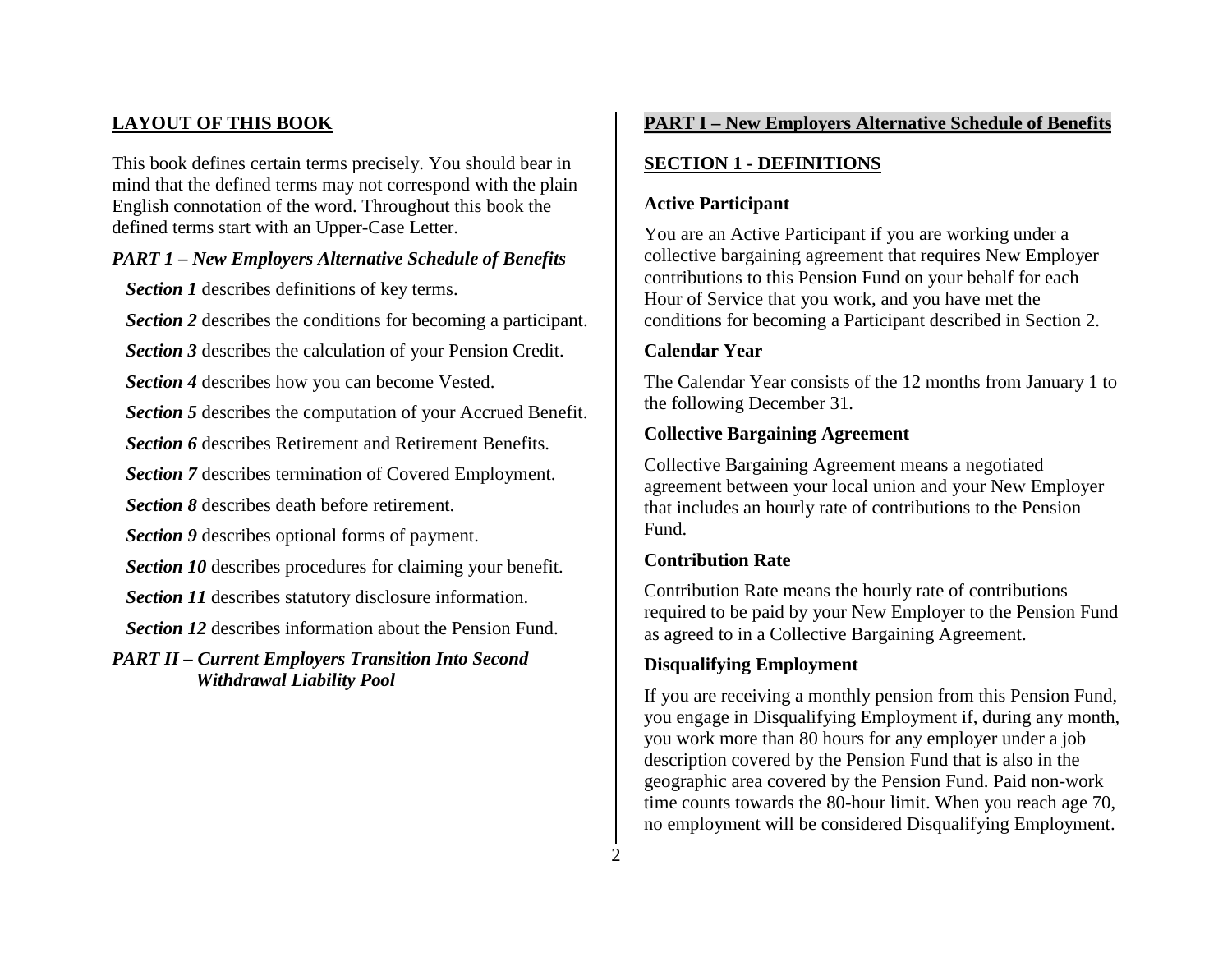## LAYOUT OF THIS BOOK

This book defines certain terms precisely. You should bear in mind that the defined terms may not correspond with the plain English connotation of the word. Throughout this book the defined terms start with an Upper-Case Letter.

***PART 1 – New Employers Alternative Schedule of Benefits***

***Section 1*** describes definitions of key terms.

***Section 2*** describes the conditions for becoming a participant.

***Section 3*** describes the calculation of your Pension Credit.

***Section 4*** describes how you can become Vested.

***Section 5*** describes the computation of your Accrued Benefit.

***Section 6*** describes Retirement and Retirement Benefits.

***Section 7*** describes termination of Covered Employment.

***Section 8*** describes death before retirement.

***Section 9*** describes optional forms of payment.

***Section 10*** describes procedures for claiming your benefit.

***Section 11*** describes statutory disclosure information.

***Section 12*** describes information about the Pension Fund.

***PART II – Current Employers Transition Into Second Withdrawal Liability Pool***

## PART I – New Employers Alternative Schedule of Benefits

## SECTION 1 - DEFINITIONS

### Active Participant

You are an Active Participant if you are working under a collective bargaining agreement that requires New Employer contributions to this Pension Fund on your behalf for each Hour of Service that you work, and you have met the conditions for becoming a Participant described in Section 2.

### Calendar Year

The Calendar Year consists of the 12 months from January 1 to the following December 31.

### Collective Bargaining Agreement

Collective Bargaining Agreement means a negotiated agreement between your local union and your New Employer that includes an hourly rate of contributions to the Pension Fund.

### Contribution Rate

Contribution Rate means the hourly rate of contributions required to be paid by your New Employer to the Pension Fund as agreed to in a Collective Bargaining Agreement.

### Disqualifying Employment

If you are receiving a monthly pension from this Pension Fund, you engage in Disqualifying Employment if, during any month, you work more than 80 hours for any employer under a job description covered by the Pension Fund that is also in the geographic area covered by the Pension Fund. Paid non-work time counts towards the 80-hour limit. When you reach age 70, no employment will be considered Disqualifying Employment.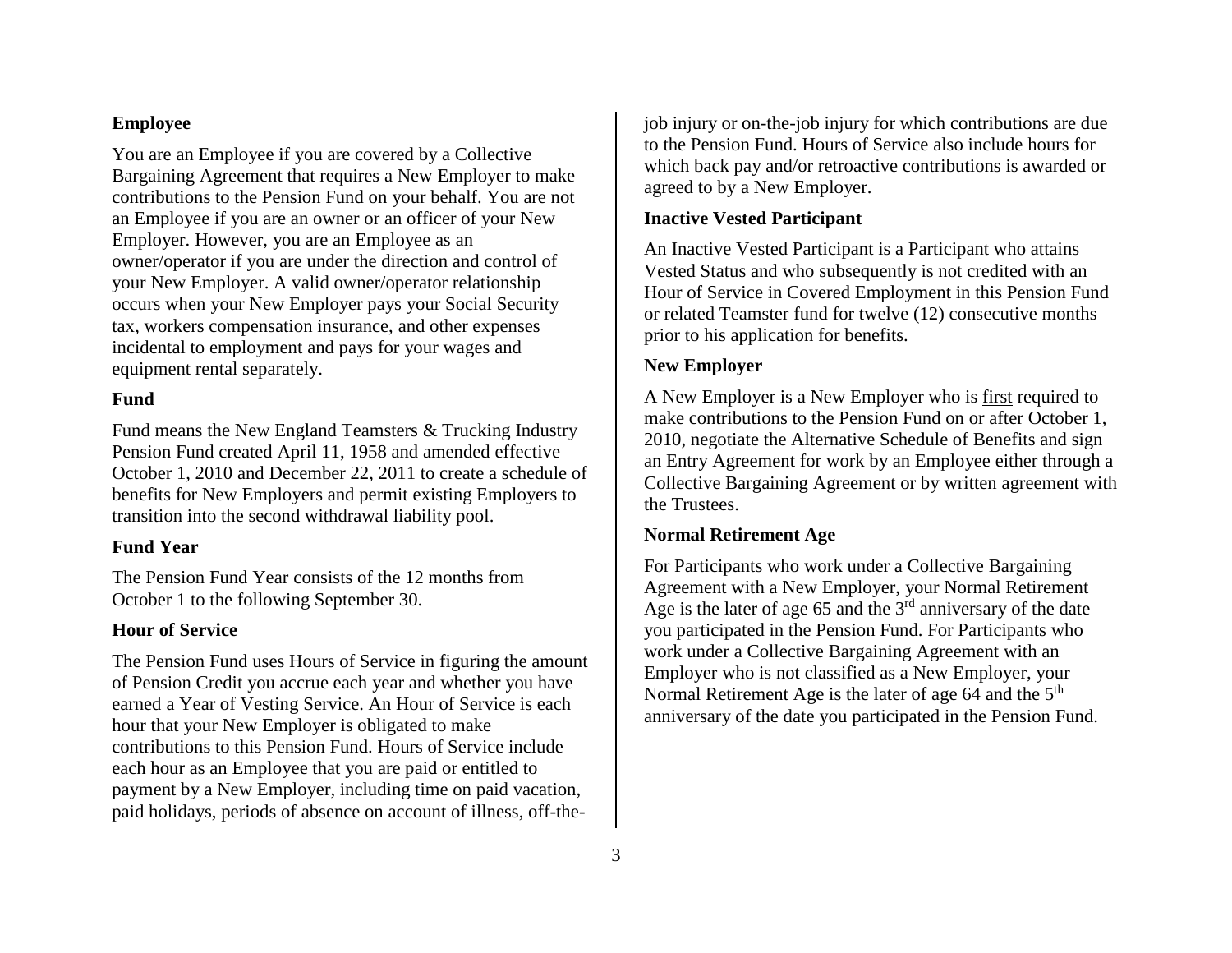### Employee

You are an Employee if you are covered by a Collective Bargaining Agreement that requires a New Employer to make contributions to the Pension Fund on your behalf. You are not an Employee if you are an owner or an officer of your New Employer. However, you are an Employee as an owner/operator if you are under the direction and control of your New Employer. A valid owner/operator relationship occurs when your New Employer pays your Social Security tax, workers compensation insurance, and other expenses incidental to employment and pays for your wages and equipment rental separately.

### Fund

Fund means the New England Teamsters & Trucking Industry Pension Fund created April 11, 1958 and amended effective October 1, 2010 and December 22, 2011 to create a schedule of benefits for New Employers and permit existing Employers to transition into the second withdrawal liability pool.

### Fund Year

The Pension Fund Year consists of the 12 months from October 1 to the following September 30.

### Hour of Service

The Pension Fund uses Hours of Service in figuring the amount of Pension Credit you accrue each year and whether you have earned a Year of Vesting Service. An Hour of Service is each hour that your New Employer is obligated to make contributions to this Pension Fund. Hours of Service include each hour as an Employee that you are paid or entitled to payment by a New Employer, including time on paid vacation, paid holidays, periods of absence on account of illness, off-the-job injury or on-the-job injury for which contributions are due to the Pension Fund. Hours of Service also include hours for which back pay and/or retroactive contributions is awarded or agreed to by a New Employer.

### Inactive Vested Participant

An Inactive Vested Participant is a Participant who attains Vested Status and who subsequently is not credited with an Hour of Service in Covered Employment in this Pension Fund or related Teamster fund for twelve (12) consecutive months prior to his application for benefits.

### New Employer

A New Employer is a New Employer who is first required to make contributions to the Pension Fund on or after October 1, 2010, negotiate the Alternative Schedule of Benefits and sign an Entry Agreement for work by an Employee either through a Collective Bargaining Agreement or by written agreement with the Trustees.

### Normal Retirement Age

For Participants who work under a Collective Bargaining Agreement with a New Employer, your Normal Retirement Age is the later of age 65 and the 3rd anniversary of the date you participated in the Pension Fund. For Participants who work under a Collective Bargaining Agreement with an Employer who is not classified as a New Employer, your Normal Retirement Age is the later of age 64 and the 5th anniversary of the date you participated in the Pension Fund.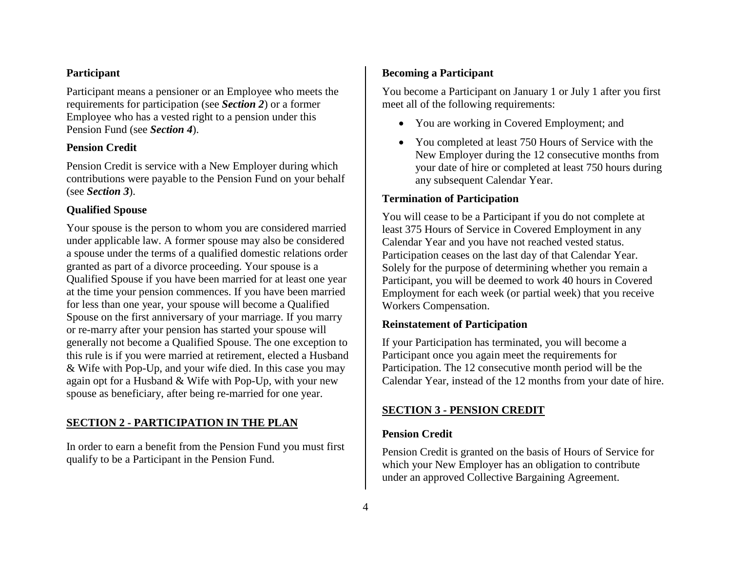### Participant

Participant means a pensioner or an Employee who meets the requirements for participation (see ***Section 2***) or a former Employee who has a vested right to a pension under this Pension Fund (see ***Section 4***).

### Pension Credit

Pension Credit is service with a New Employer during which contributions were payable to the Pension Fund on your behalf (see ***Section 3***).

### Qualified Spouse

Your spouse is the person to whom you are considered married under applicable law. A former spouse may also be considered a spouse under the terms of a qualified domestic relations order granted as part of a divorce proceeding. Your spouse is a Qualified Spouse if you have been married for at least one year at the time your pension commences. If you have been married for less than one year, your spouse will become a Qualified Spouse on the first anniversary of your marriage. If you marry or re-marry after your pension has started your spouse will generally not become a Qualified Spouse. The one exception to this rule is if you were married at retirement, elected a Husband & Wife with Pop-Up, and your wife died. In this case you may again opt for a Husband & Wife with Pop-Up, with your new spouse as beneficiary, after being re-married for one year.

## SECTION 2 - PARTICIPATION IN THE PLAN

In order to earn a benefit from the Pension Fund you must first qualify to be a Participant in the Pension Fund.

### Becoming a Participant

You become a Participant on January 1 or July 1 after you first meet all of the following requirements:

- You are working in Covered Employment; and
- You completed at least 750 Hours of Service with the New Employer during the 12 consecutive months from your date of hire or completed at least 750 hours during any subsequent Calendar Year.

### Termination of Participation

You will cease to be a Participant if you do not complete at least 375 Hours of Service in Covered Employment in any Calendar Year and you have not reached vested status. Participation ceases on the last day of that Calendar Year. Solely for the purpose of determining whether you remain a Participant, you will be deemed to work 40 hours in Covered Employment for each week (or partial week) that you receive Workers Compensation.

### Reinstatement of Participation

If your Participation has terminated, you will become a Participant once you again meet the requirements for Participation. The 12 consecutive month period will be the Calendar Year, instead of the 12 months from your date of hire.

## SECTION 3 - PENSION CREDIT

### Pension Credit

Pension Credit is granted on the basis of Hours of Service for which your New Employer has an obligation to contribute under an approved Collective Bargaining Agreement.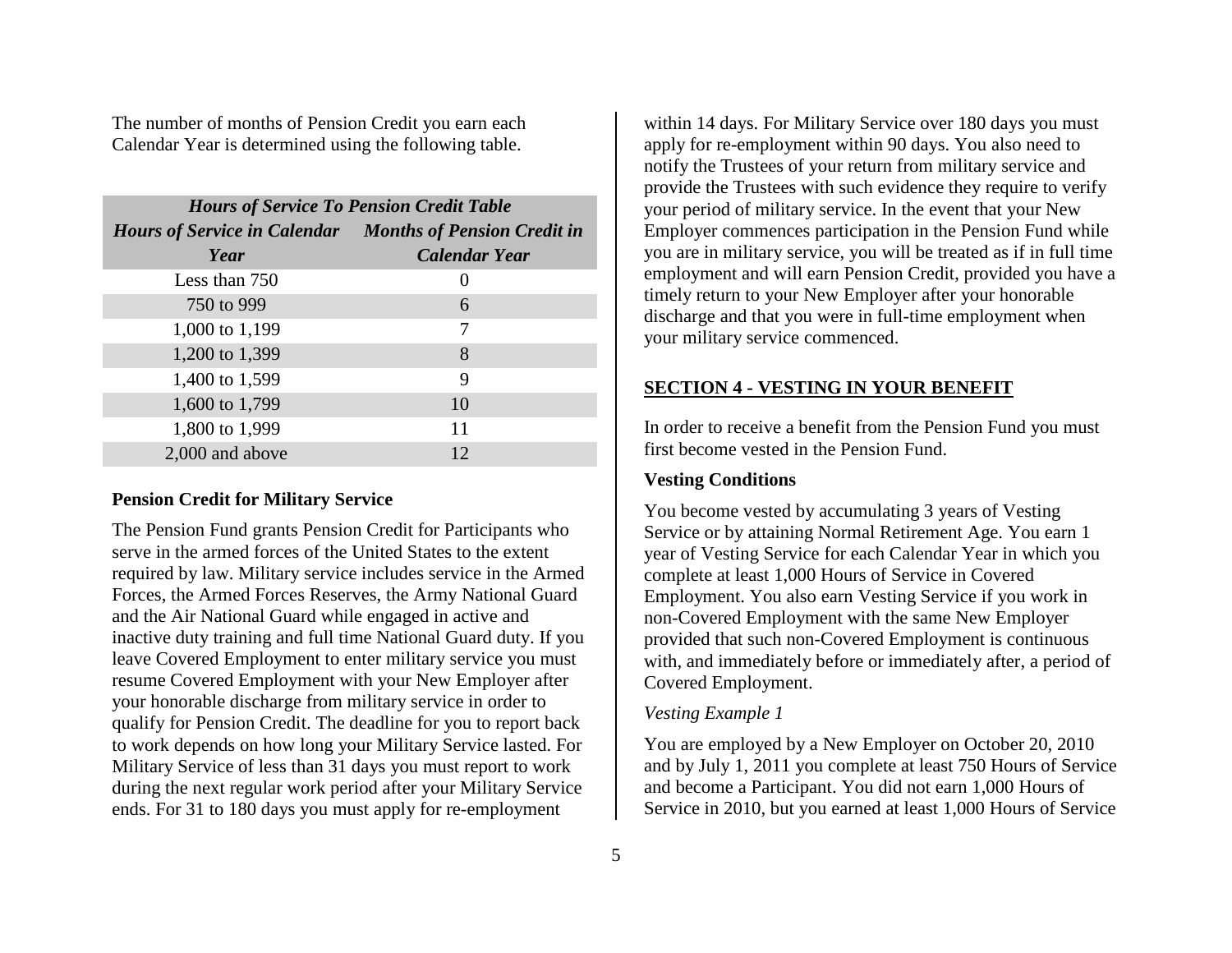The number of months of Pension Credit you earn each Calendar Year is determined using the following table.

| *Hours of Service To Pension Credit Table* | |
|---|---|
| ***Hours of Service in Calendar Year*** | ***Months of Pension Credit in Calendar Year*** |
| Less than 750 | 0 |
| 750 to 999 | 6 |
| 1,000 to 1,199 | 7 |
| 1,200 to 1,399 | 8 |
| 1,400 to 1,599 | 9 |
| 1,600 to 1,799 | 10 |
| 1,800 to 1,999 | 11 |
| 2,000 and above | 12 |

**Pension Credit for Military Service**

The Pension Fund grants Pension Credit for Participants who serve in the armed forces of the United States to the extent required by law. Military service includes service in the Armed Forces, the Armed Forces Reserves, the Army National Guard and the Air National Guard while engaged in active and inactive duty training and full time National Guard duty. If you leave Covered Employment to enter military service you must resume Covered Employment with your New Employer after your honorable discharge from military service in order to qualify for Pension Credit. The deadline for you to report back to work depends on how long your Military Service lasted. For Military Service of less than 31 days you must report to work during the next regular work period after your Military Service ends. For 31 to 180 days you must apply for re-employment within 14 days. For Military Service over 180 days you must apply for re-employment within 90 days. You also need to notify the Trustees of your return from military service and provide the Trustees with such evidence they require to verify your period of military service. In the event that your New Employer commences participation in the Pension Fund while you are in military service, you will be treated as if in full time employment and will earn Pension Credit, provided you have a timely return to your New Employer after your honorable discharge and that you were in full-time employment when your military service commenced.

## SECTION 4 - VESTING IN YOUR BENEFIT

In order to receive a benefit from the Pension Fund you must first become vested in the Pension Fund.

**Vesting Conditions**

You become vested by accumulating 3 years of Vesting Service or by attaining Normal Retirement Age. You earn 1 year of Vesting Service for each Calendar Year in which you complete at least 1,000 Hours of Service in Covered Employment. You also earn Vesting Service if you work in non-Covered Employment with the same New Employer provided that such non-Covered Employment is continuous with, and immediately before or immediately after, a period of Covered Employment.

*Vesting Example 1*

You are employed by a New Employer on October 20, 2010 and by July 1, 2011 you complete at least 750 Hours of Service and become a Participant. You did not earn 1,000 Hours of Service in 2010, but you earned at least 1,000 Hours of Service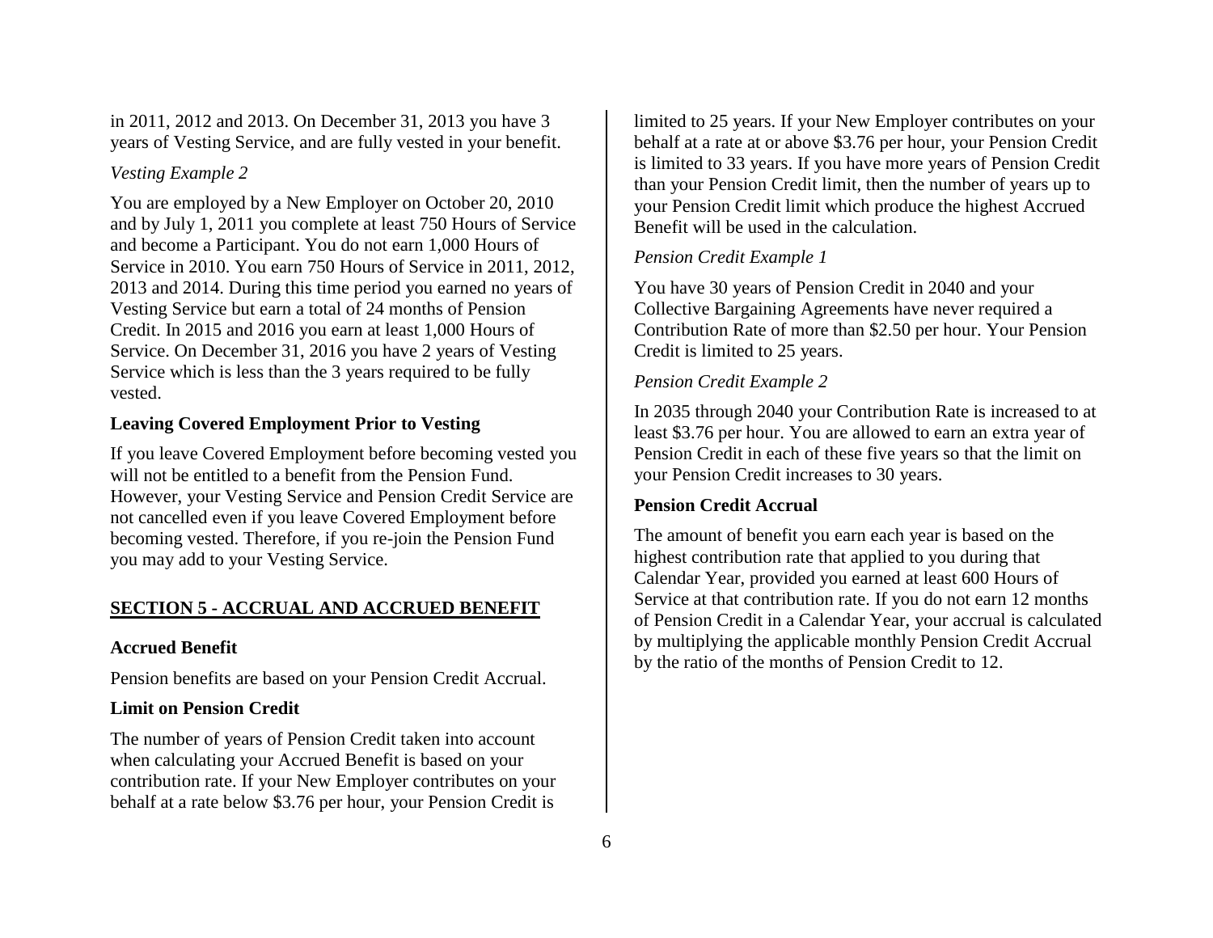in 2011, 2012 and 2013. On December 31, 2013 you have 3 years of Vesting Service, and are fully vested in your benefit.

*Vesting Example 2*

You are employed by a New Employer on October 20, 2010 and by July 1, 2011 you complete at least 750 Hours of Service and become a Participant. You do not earn 1,000 Hours of Service in 2010. You earn 750 Hours of Service in 2011, 2012, 2013 and 2014. During this time period you earned no years of Vesting Service but earn a total of 24 months of Pension Credit. In 2015 and 2016 you earn at least 1,000 Hours of Service. On December 31, 2016 you have 2 years of Vesting Service which is less than the 3 years required to be fully vested.

**Leaving Covered Employment Prior to Vesting**

If you leave Covered Employment before becoming vested you will not be entitled to a benefit from the Pension Fund. However, your Vesting Service and Pension Credit Service are not cancelled even if you leave Covered Employment before becoming vested. Therefore, if you re-join the Pension Fund you may add to your Vesting Service.

## SECTION 5 - ACCRUAL AND ACCRUED BENEFIT

**Accrued Benefit**

Pension benefits are based on your Pension Credit Accrual.

**Limit on Pension Credit**

The number of years of Pension Credit taken into account when calculating your Accrued Benefit is based on your contribution rate. If your New Employer contributes on your behalf at a rate below $3.76 per hour, your Pension Credit is limited to 25 years. If your New Employer contributes on your behalf at a rate at or above $3.76 per hour, your Pension Credit is limited to 33 years. If you have more years of Pension Credit than your Pension Credit limit, then the number of years up to your Pension Credit limit which produce the highest Accrued Benefit will be used in the calculation.

*Pension Credit Example 1*

You have 30 years of Pension Credit in 2040 and your Collective Bargaining Agreements have never required a Contribution Rate of more than $2.50 per hour. Your Pension Credit is limited to 25 years.

*Pension Credit Example 2*

In 2035 through 2040 your Contribution Rate is increased to at least $3.76 per hour. You are allowed to earn an extra year of Pension Credit in each of these five years so that the limit on your Pension Credit increases to 30 years.

**Pension Credit Accrual**

The amount of benefit you earn each year is based on the highest contribution rate that applied to you during that Calendar Year, provided you earned at least 600 Hours of Service at that contribution rate. If you do not earn 12 months of Pension Credit in a Calendar Year, your accrual is calculated by multiplying the applicable monthly Pension Credit Accrual by the ratio of the months of Pension Credit to 12.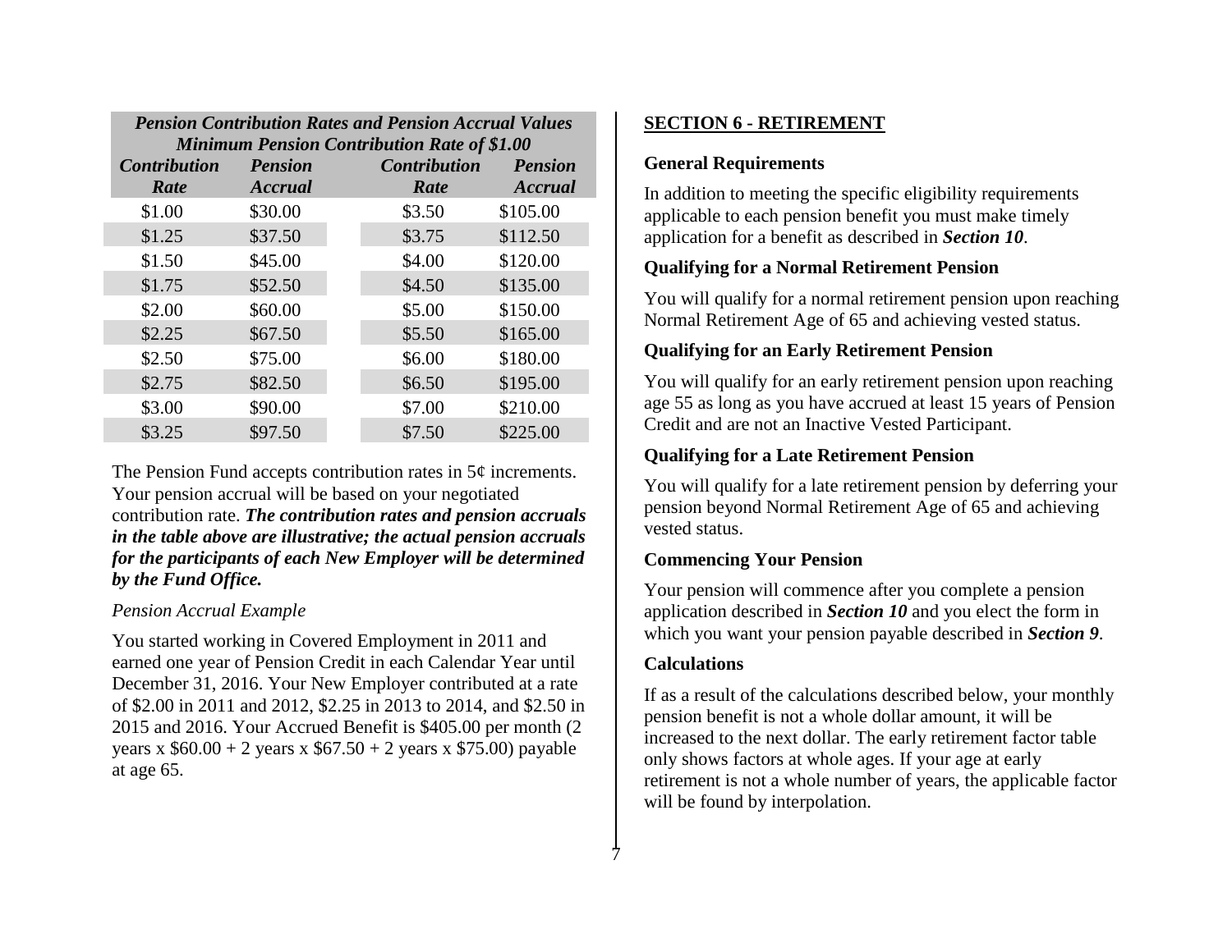| *Pension Contribution Rates and Pension Accrual Values Minimum Pension Contribution Rate of $1.00* | | | |
|---|---|---|---|
| ***Contribution Rate*** | ***Pension Accrual*** | ***Contribution Rate*** | ***Pension Accrual*** |
| $1.00 | $30.00 | $3.50 | $105.00 |
| $1.25 | $37.50 | $3.75 | $112.50 |
| $1.50 | $45.00 | $4.00 | $120.00 |
| $1.75 | $52.50 | $4.50 | $135.00 |
| $2.00 | $60.00 | $5.00 | $150.00 |
| $2.25 | $67.50 | $5.50 | $165.00 |
| $2.50 | $75.00 | $6.00 | $180.00 |
| $2.75 | $82.50 | $6.50 | $195.00 |
| $3.00 | $90.00 | $7.00 | $210.00 |
| $3.25 | $97.50 | $7.50 | $225.00 |

The Pension Fund accepts contribution rates in 5¢ increments. Your pension accrual will be based on your negotiated contribution rate. ***The contribution rates and pension accruals in the table above are illustrative; the actual pension accruals for the participants of each New Employer will be determined by the Fund Office.***

*Pension Accrual Example*

You started working in Covered Employment in 2011 and earned one year of Pension Credit in each Calendar Year until December 31, 2016. Your New Employer contributed at a rate of $2.00 in 2011 and 2012, $2.25 in 2013 to 2014, and $2.50 in 2015 and 2016. Your Accrued Benefit is $405.00 per month (2 years x $60.00 + 2 years x $67.50 + 2 years x $75.00) payable at age 65.

## SECTION 6 - RETIREMENT

### General Requirements

In addition to meeting the specific eligibility requirements applicable to each pension benefit you must make timely application for a benefit as described in ***Section 10***.

### Qualifying for a Normal Retirement Pension

You will qualify for a normal retirement pension upon reaching Normal Retirement Age of 65 and achieving vested status.

### Qualifying for an Early Retirement Pension

You will qualify for an early retirement pension upon reaching age 55 as long as you have accrued at least 15 years of Pension Credit and are not an Inactive Vested Participant.

### Qualifying for a Late Retirement Pension

You will qualify for a late retirement pension by deferring your pension beyond Normal Retirement Age of 65 and achieving vested status.

### Commencing Your Pension

Your pension will commence after you complete a pension application described in ***Section 10*** and you elect the form in which you want your pension payable described in ***Section 9***.

### Calculations

If as a result of the calculations described below, your monthly pension benefit is not a whole dollar amount, it will be increased to the next dollar. The early retirement factor table only shows factors at whole ages. If your age at early retirement is not a whole number of years, the applicable factor will be found by interpolation.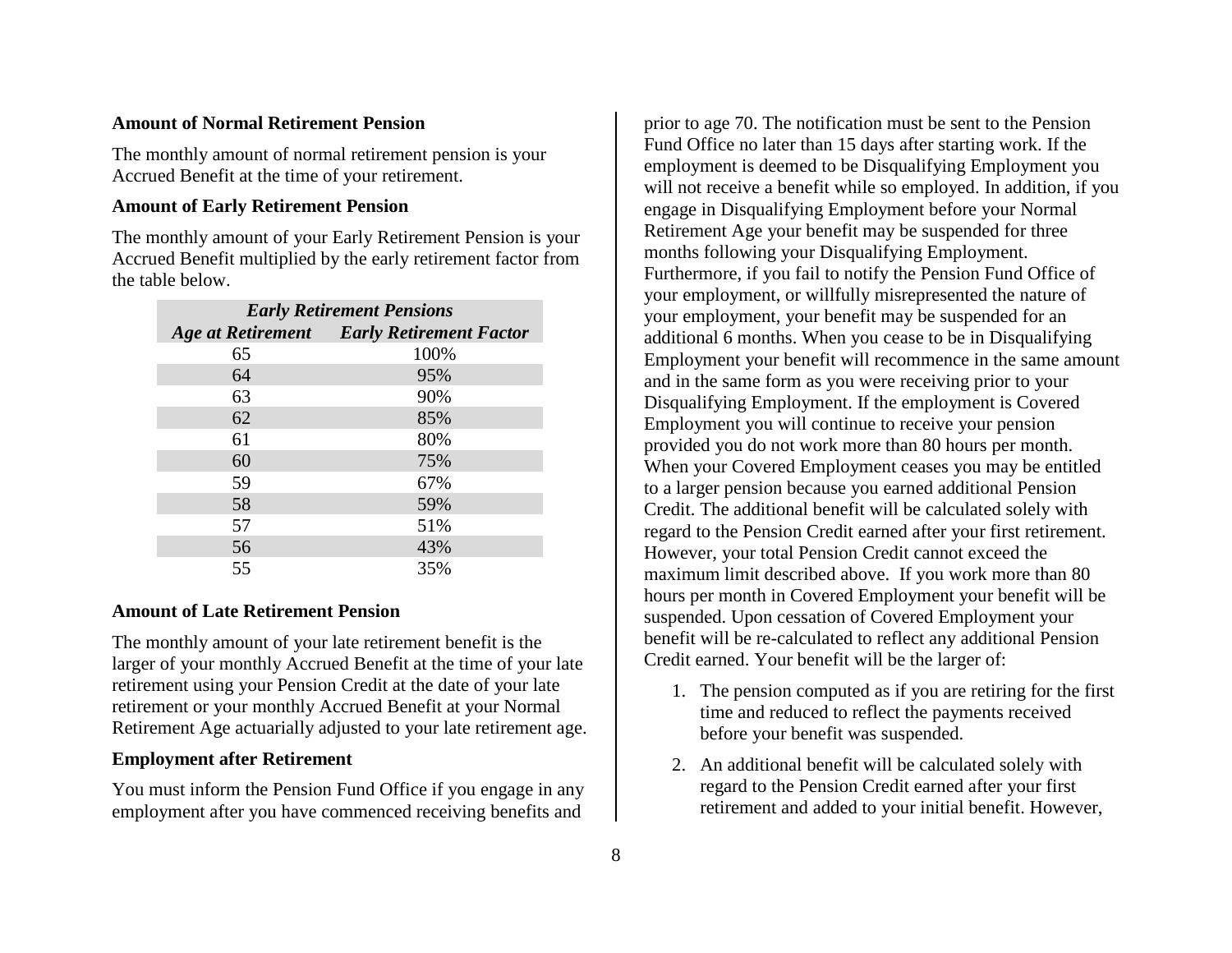### Amount of Normal Retirement Pension

The monthly amount of normal retirement pension is your Accrued Benefit at the time of your retirement.

### Amount of Early Retirement Pension

The monthly amount of your Early Retirement Pension is your Accrued Benefit multiplied by the early retirement factor from the table below.

| *Early Retirement Pensions* | |
|---|---|
| ***Age at Retirement*** | ***Early Retirement Factor*** |
| 65 | 100% |
| 64 | 95% |
| 63 | 90% |
| 62 | 85% |
| 61 | 80% |
| 60 | 75% |
| 59 | 67% |
| 58 | 59% |
| 57 | 51% |
| 56 | 43% |
| 55 | 35% |

### Amount of Late Retirement Pension

The monthly amount of your late retirement benefit is the larger of your monthly Accrued Benefit at the time of your late retirement using your Pension Credit at the date of your late retirement or your monthly Accrued Benefit at your Normal Retirement Age actuarially adjusted to your late retirement age.

### Employment after Retirement

You must inform the Pension Fund Office if you engage in any employment after you have commenced receiving benefits and prior to age 70. The notification must be sent to the Pension Fund Office no later than 15 days after starting work. If the employment is deemed to be Disqualifying Employment you will not receive a benefit while so employed. In addition, if you engage in Disqualifying Employment before your Normal Retirement Age your benefit may be suspended for three months following your Disqualifying Employment. Furthermore, if you fail to notify the Pension Fund Office of your employment, or willfully misrepresented the nature of your employment, your benefit may be suspended for an additional 6 months. When you cease to be in Disqualifying Employment your benefit will recommence in the same amount and in the same form as you were receiving prior to your Disqualifying Employment. If the employment is Covered Employment you will continue to receive your pension provided you do not work more than 80 hours per month. When your Covered Employment ceases you may be entitled to a larger pension because you earned additional Pension Credit. The additional benefit will be calculated solely with regard to the Pension Credit earned after your first retirement. However, your total Pension Credit cannot exceed the maximum limit described above. If you work more than 80 hours per month in Covered Employment your benefit will be suspended. Upon cessation of Covered Employment your benefit will be re-calculated to reflect any additional Pension Credit earned. Your benefit will be the larger of:

1. The pension computed as if you are retiring for the first time and reduced to reflect the payments received before your benefit was suspended.

2. An additional benefit will be calculated solely with regard to the Pension Credit earned after your first retirement and added to your initial benefit. However,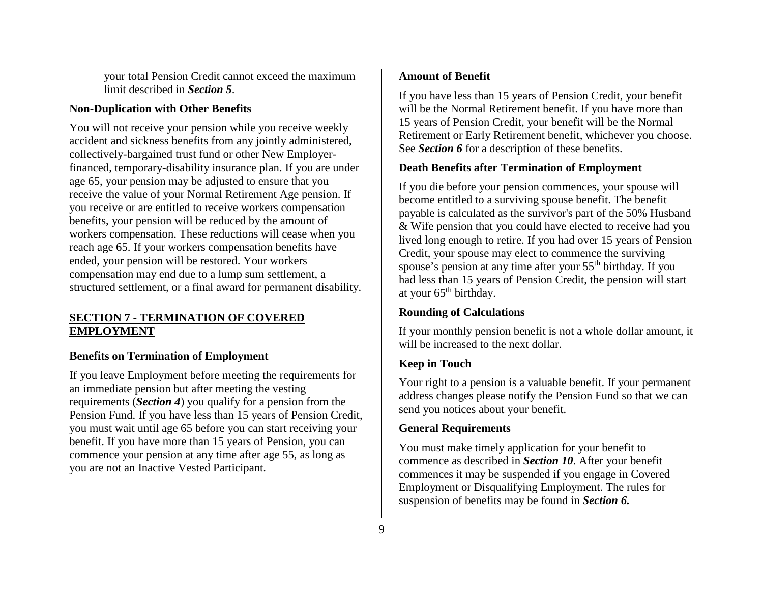your total Pension Credit cannot exceed the maximum limit described in ***Section 5***.

### Non-Duplication with Other Benefits

You will not receive your pension while you receive weekly accident and sickness benefits from any jointly administered, collectively-bargained trust fund or other New Employer-financed, temporary-disability insurance plan. If you are under age 65, your pension may be adjusted to ensure that you receive the value of your Normal Retirement Age pension. If you receive or are entitled to receive workers compensation benefits, your pension will be reduced by the amount of workers compensation. These reductions will cease when you reach age 65. If your workers compensation benefits have ended, your pension will be restored. Your workers compensation may end due to a lump sum settlement, a structured settlement, or a final award for permanent disability.

## SECTION 7 - TERMINATION OF COVERED EMPLOYMENT

### Benefits on Termination of Employment

If you leave Employment before meeting the requirements for an immediate pension but after meeting the vesting requirements (***Section 4***) you qualify for a pension from the Pension Fund. If you have less than 15 years of Pension Credit, you must wait until age 65 before you can start receiving your benefit. If you have more than 15 years of Pension, you can commence your pension at any time after age 55, as long as you are not an Inactive Vested Participant.

### Amount of Benefit

If you have less than 15 years of Pension Credit, your benefit will be the Normal Retirement benefit. If you have more than 15 years of Pension Credit, your benefit will be the Normal Retirement or Early Retirement benefit, whichever you choose. See ***Section 6*** for a description of these benefits.

### Death Benefits after Termination of Employment

If you die before your pension commences, your spouse will become entitled to a surviving spouse benefit. The benefit payable is calculated as the survivor's part of the 50% Husband & Wife pension that you could have elected to receive had you lived long enough to retire. If you had over 15 years of Pension Credit, your spouse may elect to commence the surviving spouse's pension at any time after your 55th birthday. If you had less than 15 years of Pension Credit, the pension will start at your 65th birthday.

### Rounding of Calculations

If your monthly pension benefit is not a whole dollar amount, it will be increased to the next dollar.

### Keep in Touch

Your right to a pension is a valuable benefit. If your permanent address changes please notify the Pension Fund so that we can send you notices about your benefit.

### General Requirements

You must make timely application for your benefit to commence as described in ***Section 10***. After your benefit commences it may be suspended if you engage in Covered Employment or Disqualifying Employment. The rules for suspension of benefits may be found in ***Section 6.***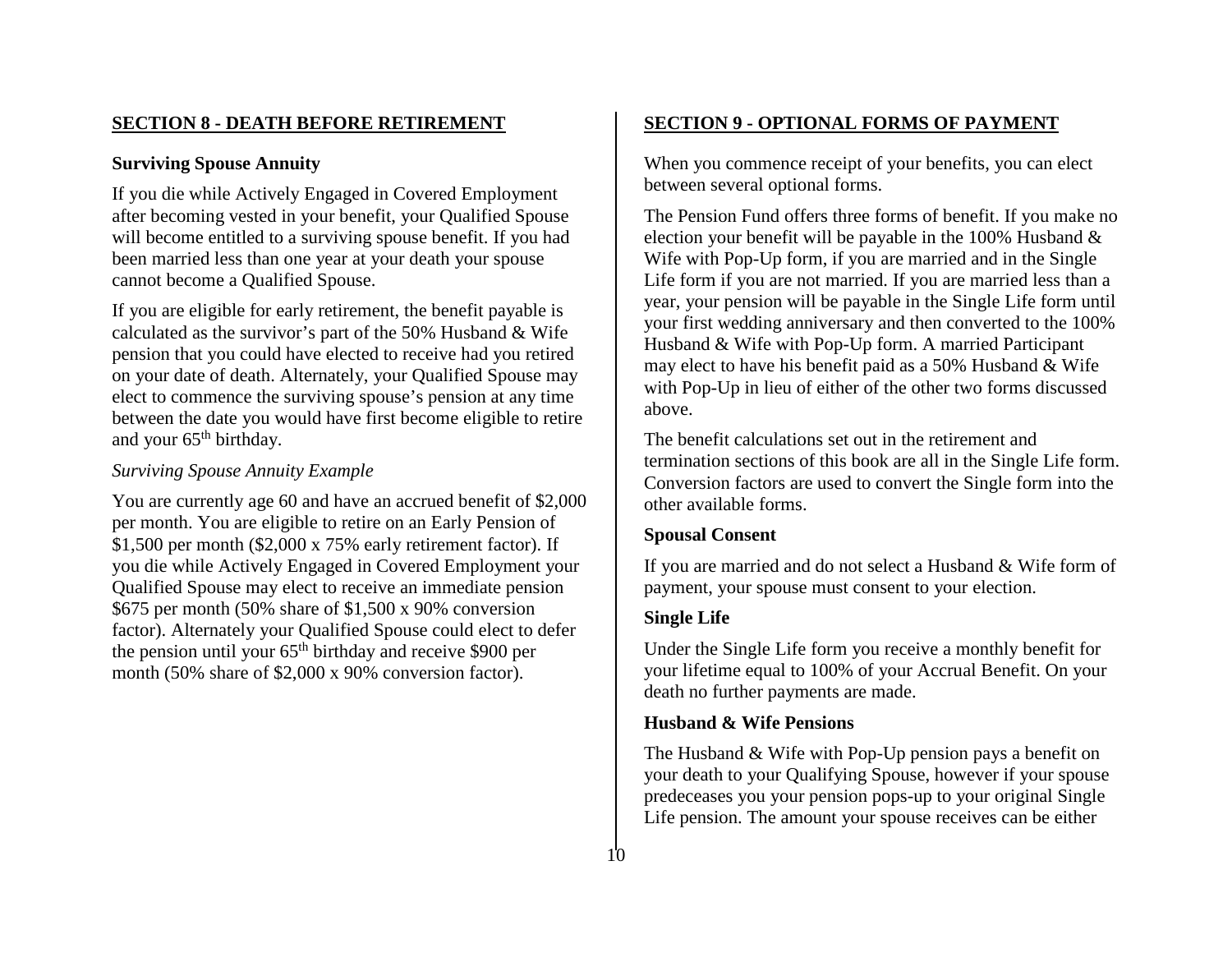## SECTION 8 - DEATH BEFORE RETIREMENT

### Surviving Spouse Annuity

If you die while Actively Engaged in Covered Employment after becoming vested in your benefit, your Qualified Spouse will become entitled to a surviving spouse benefit. If you had been married less than one year at your death your spouse cannot become a Qualified Spouse.

If you are eligible for early retirement, the benefit payable is calculated as the survivor's part of the 50% Husband & Wife pension that you could have elected to receive had you retired on your date of death. Alternately, your Qualified Spouse may elect to commence the surviving spouse's pension at any time between the date you would have first become eligible to retire and your 65th birthday.

*Surviving Spouse Annuity Example*

You are currently age 60 and have an accrued benefit of $2,000 per month. You are eligible to retire on an Early Pension of $1,500 per month ($2,000 x 75% early retirement factor). If you die while Actively Engaged in Covered Employment your Qualified Spouse may elect to receive an immediate pension $675 per month (50% share of $1,500 x 90% conversion factor). Alternately your Qualified Spouse could elect to defer the pension until your 65th birthday and receive $900 per month (50% share of $2,000 x 90% conversion factor).

## SECTION 9 - OPTIONAL FORMS OF PAYMENT

When you commence receipt of your benefits, you can elect between several optional forms.

The Pension Fund offers three forms of benefit. If you make no election your benefit will be payable in the 100% Husband & Wife with Pop-Up form, if you are married and in the Single Life form if you are not married. If you are married less than a year, your pension will be payable in the Single Life form until your first wedding anniversary and then converted to the 100% Husband & Wife with Pop-Up form. A married Participant may elect to have his benefit paid as a 50% Husband & Wife with Pop-Up in lieu of either of the other two forms discussed above.

The benefit calculations set out in the retirement and termination sections of this book are all in the Single Life form. Conversion factors are used to convert the Single form into the other available forms.

### Spousal Consent

If you are married and do not select a Husband & Wife form of payment, your spouse must consent to your election.

### Single Life

Under the Single Life form you receive a monthly benefit for your lifetime equal to 100% of your Accrual Benefit. On your death no further payments are made.

### Husband & Wife Pensions

The Husband & Wife with Pop-Up pension pays a benefit on your death to your Qualifying Spouse, however if your spouse predeceases you your pension pops-up to your original Single Life pension. The amount your spouse receives can be either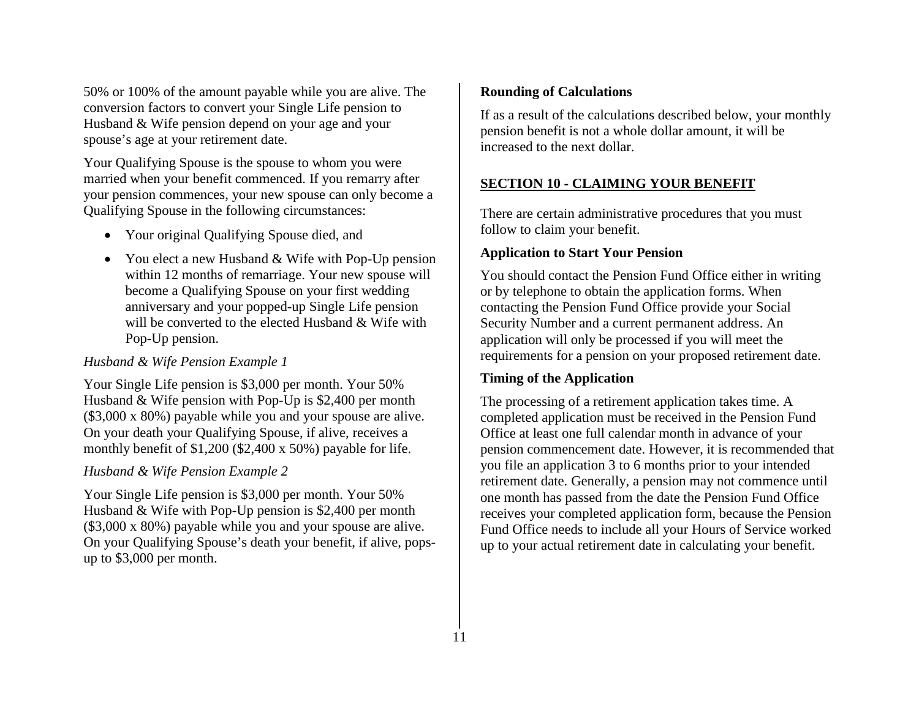50% or 100% of the amount payable while you are alive. The conversion factors to convert your Single Life pension to Husband & Wife pension depend on your age and your spouse's age at your retirement date.

Your Qualifying Spouse is the spouse to whom you were married when your benefit commenced. If you remarry after your pension commences, your new spouse can only become a Qualifying Spouse in the following circumstances:

- Your original Qualifying Spouse died, and
- You elect a new Husband & Wife with Pop-Up pension within 12 months of remarriage. Your new spouse will become a Qualifying Spouse on your first wedding anniversary and your popped-up Single Life pension will be converted to the elected Husband & Wife with Pop-Up pension.

*Husband & Wife Pension Example 1*

Your Single Life pension is $3,000 per month. Your 50% Husband & Wife pension with Pop-Up is $2,400 per month ($3,000 x 80%) payable while you and your spouse are alive. On your death your Qualifying Spouse, if alive, receives a monthly benefit of $1,200 ($2,400 x 50%) payable for life.

*Husband & Wife Pension Example 2*

Your Single Life pension is $3,000 per month. Your 50% Husband & Wife with Pop-Up pension is $2,400 per month ($3,000 x 80%) payable while you and your spouse are alive. On your Qualifying Spouse's death your benefit, if alive, pops-up to $3,000 per month.

**Rounding of Calculations**

If as a result of the calculations described below, your monthly pension benefit is not a whole dollar amount, it will be increased to the next dollar.

## SECTION 10 - CLAIMING YOUR BENEFIT

There are certain administrative procedures that you must follow to claim your benefit.

**Application to Start Your Pension**

You should contact the Pension Fund Office either in writing or by telephone to obtain the application forms. When contacting the Pension Fund Office provide your Social Security Number and a current permanent address. An application will only be processed if you will meet the requirements for a pension on your proposed retirement date.

**Timing of the Application**

The processing of a retirement application takes time. A completed application must be received in the Pension Fund Office at least one full calendar month in advance of your pension commencement date. However, it is recommended that you file an application 3 to 6 months prior to your intended retirement date. Generally, a pension may not commence until one month has passed from the date the Pension Fund Office receives your completed application form, because the Pension Fund Office needs to include all your Hours of Service worked up to your actual retirement date in calculating your benefit.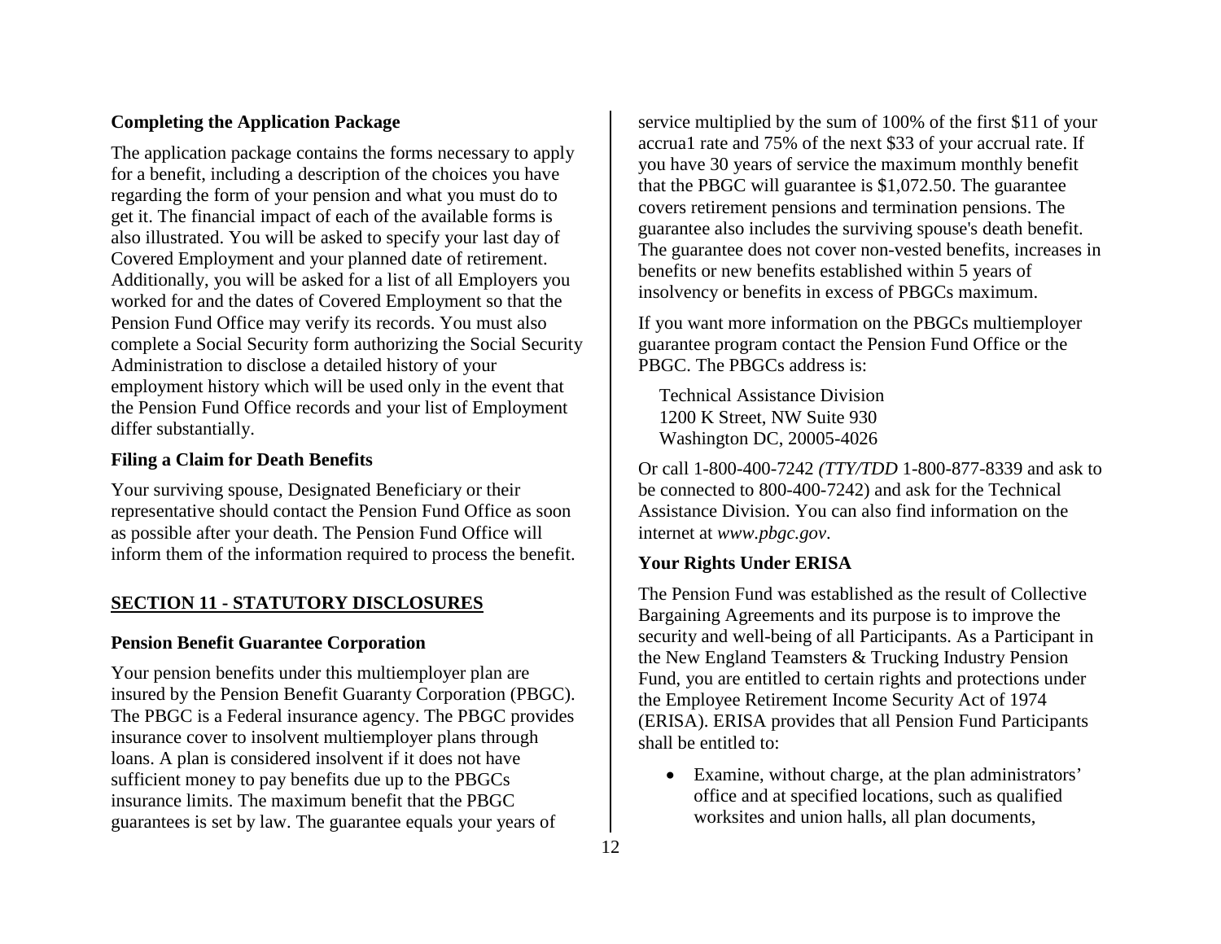### Completing the Application Package

The application package contains the forms necessary to apply for a benefit, including a description of the choices you have regarding the form of your pension and what you must do to get it. The financial impact of each of the available forms is also illustrated. You will be asked to specify your last day of Covered Employment and your planned date of retirement. Additionally, you will be asked for a list of all Employers you worked for and the dates of Covered Employment so that the Pension Fund Office may verify its records. You must also complete a Social Security form authorizing the Social Security Administration to disclose a detailed history of your employment history which will be used only in the event that the Pension Fund Office records and your list of Employment differ substantially.

### Filing a Claim for Death Benefits

Your surviving spouse, Designated Beneficiary or their representative should contact the Pension Fund Office as soon as possible after your death. The Pension Fund Office will inform them of the information required to process the benefit.

## SECTION 11 - STATUTORY DISCLOSURES

### Pension Benefit Guarantee Corporation

Your pension benefits under this multiemployer plan are insured by the Pension Benefit Guaranty Corporation (PBGC). The PBGC is a Federal insurance agency. The PBGC provides insurance cover to insolvent multiemployer plans through loans. A plan is considered insolvent if it does not have sufficient money to pay benefits due up to the PBGCs insurance limits. The maximum benefit that the PBGC guarantees is set by law. The guarantee equals your years of service multiplied by the sum of 100% of the first $11 of your accrua1 rate and 75% of the next $33 of your accrual rate. If you have 30 years of service the maximum monthly benefit that the PBGC will guarantee is $1,072.50. The guarantee covers retirement pensions and termination pensions. The guarantee also includes the surviving spouse's death benefit. The guarantee does not cover non-vested benefits, increases in benefits or new benefits established within 5 years of insolvency or benefits in excess of PBGCs maximum.

If you want more information on the PBGCs multiemployer guarantee program contact the Pension Fund Office or the PBGC. The PBGCs address is:

Technical Assistance Division
1200 K Street, NW Suite 930
Washington DC, 20005-4026

Or call 1-800-400-7242 *(TTY/TDD* 1-800-877-8339 and ask to be connected to 800-400-7242) and ask for the Technical Assistance Division. You can also find information on the internet at *www.pbgc.gov*.

### Your Rights Under ERISA

The Pension Fund was established as the result of Collective Bargaining Agreements and its purpose is to improve the security and well-being of all Participants. As a Participant in the New England Teamsters & Trucking Industry Pension Fund, you are entitled to certain rights and protections under the Employee Retirement Income Security Act of 1974 (ERISA). ERISA provides that all Pension Fund Participants shall be entitled to:

- Examine, without charge, at the plan administrators' office and at specified locations, such as qualified worksites and union halls, all plan documents,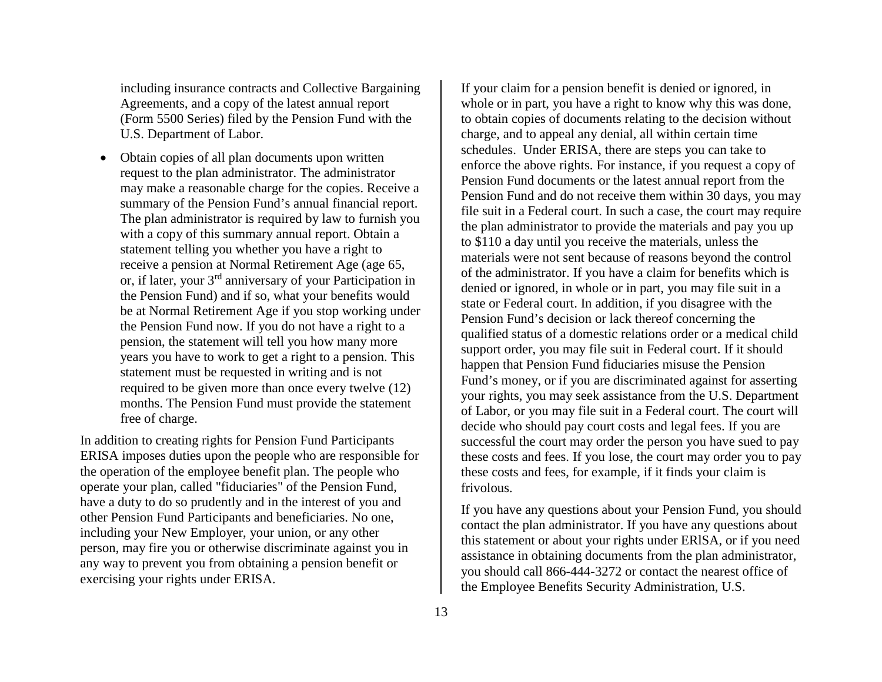including insurance contracts and Collective Bargaining Agreements, and a copy of the latest annual report (Form 5500 Series) filed by the Pension Fund with the U.S. Department of Labor.

- Obtain copies of all plan documents upon written request to the plan administrator. The administrator may make a reasonable charge for the copies. Receive a summary of the Pension Fund's annual financial report. The plan administrator is required by law to furnish you with a copy of this summary annual report. Obtain a statement telling you whether you have a right to receive a pension at Normal Retirement Age (age 65, or, if later, your 3rd anniversary of your Participation in the Pension Fund) and if so, what your benefits would be at Normal Retirement Age if you stop working under the Pension Fund now. If you do not have a right to a pension, the statement will tell you how many more years you have to work to get a right to a pension. This statement must be requested in writing and is not required to be given more than once every twelve (12) months. The Pension Fund must provide the statement free of charge.

In addition to creating rights for Pension Fund Participants ERISA imposes duties upon the people who are responsible for the operation of the employee benefit plan. The people who operate your plan, called "fiduciaries" of the Pension Fund, have a duty to do so prudently and in the interest of you and other Pension Fund Participants and beneficiaries. No one, including your New Employer, your union, or any other person, may fire you or otherwise discriminate against you in any way to prevent you from obtaining a pension benefit or exercising your rights under ERISA.

If your claim for a pension benefit is denied or ignored, in whole or in part, you have a right to know why this was done, to obtain copies of documents relating to the decision without charge, and to appeal any denial, all within certain time schedules. Under ERISA, there are steps you can take to enforce the above rights. For instance, if you request a copy of Pension Fund documents or the latest annual report from the Pension Fund and do not receive them within 30 days, you may file suit in a Federal court. In such a case, the court may require the plan administrator to provide the materials and pay you up to $110 a day until you receive the materials, unless the materials were not sent because of reasons beyond the control of the administrator. If you have a claim for benefits which is denied or ignored, in whole or in part, you may file suit in a state or Federal court. In addition, if you disagree with the Pension Fund's decision or lack thereof concerning the qualified status of a domestic relations order or a medical child support order, you may file suit in Federal court. If it should happen that Pension Fund fiduciaries misuse the Pension Fund's money, or if you are discriminated against for asserting your rights, you may seek assistance from the U.S. Department of Labor, or you may file suit in a Federal court. The court will decide who should pay court costs and legal fees. If you are successful the court may order the person you have sued to pay these costs and fees. If you lose, the court may order you to pay these costs and fees, for example, if it finds your claim is frivolous.

If you have any questions about your Pension Fund, you should contact the plan administrator. If you have any questions about this statement or about your rights under ERISA, or if you need assistance in obtaining documents from the plan administrator, you should call 866-444-3272 or contact the nearest office of the Employee Benefits Security Administration, U.S.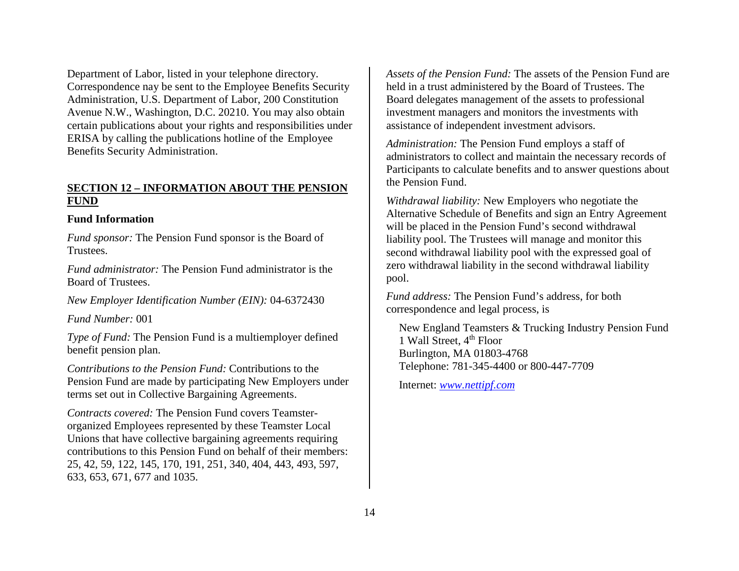Department of Labor, listed in your telephone directory. Correspondence nay be sent to the Employee Benefits Security Administration, U.S. Department of Labor, 200 Constitution Avenue N.W., Washington, D.C. 20210. You may also obtain certain publications about your rights and responsibilities under ERISA by calling the publications hotline of the Employee Benefits Security Administration.

## SECTION 12 – INFORMATION ABOUT THE PENSION FUND

### Fund Information

*Fund sponsor:* The Pension Fund sponsor is the Board of Trustees.

*Fund administrator:* The Pension Fund administrator is the Board of Trustees.

*New Employer Identification Number (EIN):* 04-6372430

*Fund Number:* 001

*Type of Fund:* The Pension Fund is a multiemployer defined benefit pension plan.

*Contributions to the Pension Fund:* Contributions to the Pension Fund are made by participating New Employers under terms set out in Collective Bargaining Agreements.

*Contracts covered:* The Pension Fund covers Teamster-organized Employees represented by these Teamster Local Unions that have collective bargaining agreements requiring contributions to this Pension Fund on behalf of their members: 25, 42, 59, 122, 145, 170, 191, 251, 340, 404, 443, 493, 597, 633, 653, 671, 677 and 1035.

*Assets of the Pension Fund:* The assets of the Pension Fund are held in a trust administered by the Board of Trustees. The Board delegates management of the assets to professional investment managers and monitors the investments with assistance of independent investment advisors.

*Administration:* The Pension Fund employs a staff of administrators to collect and maintain the necessary records of Participants to calculate benefits and to answer questions about the Pension Fund.

*Withdrawal liability:* New Employers who negotiate the Alternative Schedule of Benefits and sign an Entry Agreement will be placed in the Pension Fund's second withdrawal liability pool. The Trustees will manage and monitor this second withdrawal liability pool with the expressed goal of zero withdrawal liability in the second withdrawal liability pool.

*Fund address:* The Pension Fund's address, for both correspondence and legal process, is

New England Teamsters & Trucking Industry Pension Fund
1 Wall Street, 4th Floor
Burlington, MA 01803-4768
Telephone: 781-345-4400 or 800-447-7709

Internet: [www.nettipf.com](http://www.nettipf.com)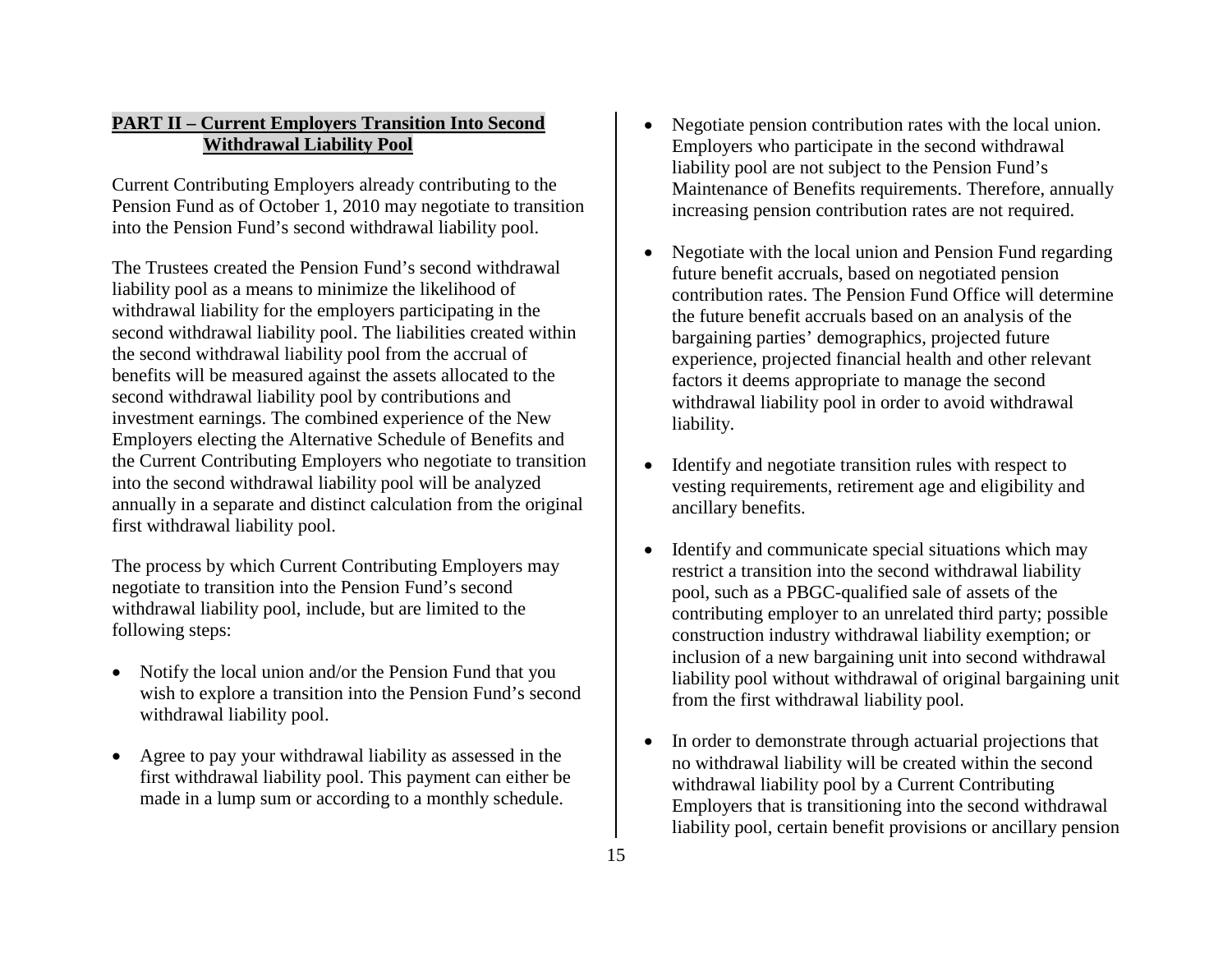## PART II – Current Employers Transition Into Second Withdrawal Liability Pool

Current Contributing Employers already contributing to the Pension Fund as of October 1, 2010 may negotiate to transition into the Pension Fund's second withdrawal liability pool.

The Trustees created the Pension Fund's second withdrawal liability pool as a means to minimize the likelihood of withdrawal liability for the employers participating in the second withdrawal liability pool. The liabilities created within the second withdrawal liability pool from the accrual of benefits will be measured against the assets allocated to the second withdrawal liability pool by contributions and investment earnings. The combined experience of the New Employers electing the Alternative Schedule of Benefits and the Current Contributing Employers who negotiate to transition into the second withdrawal liability pool will be analyzed annually in a separate and distinct calculation from the original first withdrawal liability pool.

The process by which Current Contributing Employers may negotiate to transition into the Pension Fund's second withdrawal liability pool, include, but are limited to the following steps:

- Notify the local union and/or the Pension Fund that you wish to explore a transition into the Pension Fund's second withdrawal liability pool.
- Agree to pay your withdrawal liability as assessed in the first withdrawal liability pool. This payment can either be made in a lump sum or according to a monthly schedule.
- Negotiate pension contribution rates with the local union. Employers who participate in the second withdrawal liability pool are not subject to the Pension Fund's Maintenance of Benefits requirements. Therefore, annually increasing pension contribution rates are not required.
- Negotiate with the local union and Pension Fund regarding future benefit accruals, based on negotiated pension contribution rates. The Pension Fund Office will determine the future benefit accruals based on an analysis of the bargaining parties' demographics, projected future experience, projected financial health and other relevant factors it deems appropriate to manage the second withdrawal liability pool in order to avoid withdrawal liability.
- Identify and negotiate transition rules with respect to vesting requirements, retirement age and eligibility and ancillary benefits.
- Identify and communicate special situations which may restrict a transition into the second withdrawal liability pool, such as a PBGC-qualified sale of assets of the contributing employer to an unrelated third party; possible construction industry withdrawal liability exemption; or inclusion of a new bargaining unit into second withdrawal liability pool without withdrawal of original bargaining unit from the first withdrawal liability pool.
- In order to demonstrate through actuarial projections that no withdrawal liability will be created within the second withdrawal liability pool by a Current Contributing Employers that is transitioning into the second withdrawal liability pool, certain benefit provisions or ancillary pension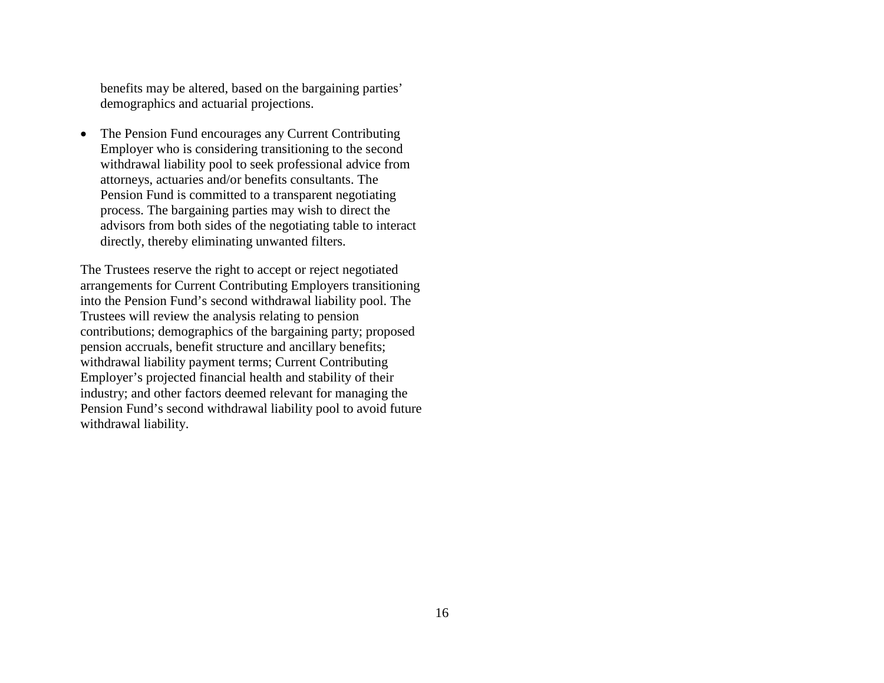benefits may be altered, based on the bargaining parties' demographics and actuarial projections.

- The Pension Fund encourages any Current Contributing Employer who is considering transitioning to the second withdrawal liability pool to seek professional advice from attorneys, actuaries and/or benefits consultants. The Pension Fund is committed to a transparent negotiating process. The bargaining parties may wish to direct the advisors from both sides of the negotiating table to interact directly, thereby eliminating unwanted filters.

The Trustees reserve the right to accept or reject negotiated arrangements for Current Contributing Employers transitioning into the Pension Fund's second withdrawal liability pool. The Trustees will review the analysis relating to pension contributions; demographics of the bargaining party; proposed pension accruals, benefit structure and ancillary benefits; withdrawal liability payment terms; Current Contributing Employer's projected financial health and stability of their industry; and other factors deemed relevant for managing the Pension Fund's second withdrawal liability pool to avoid future withdrawal liability.